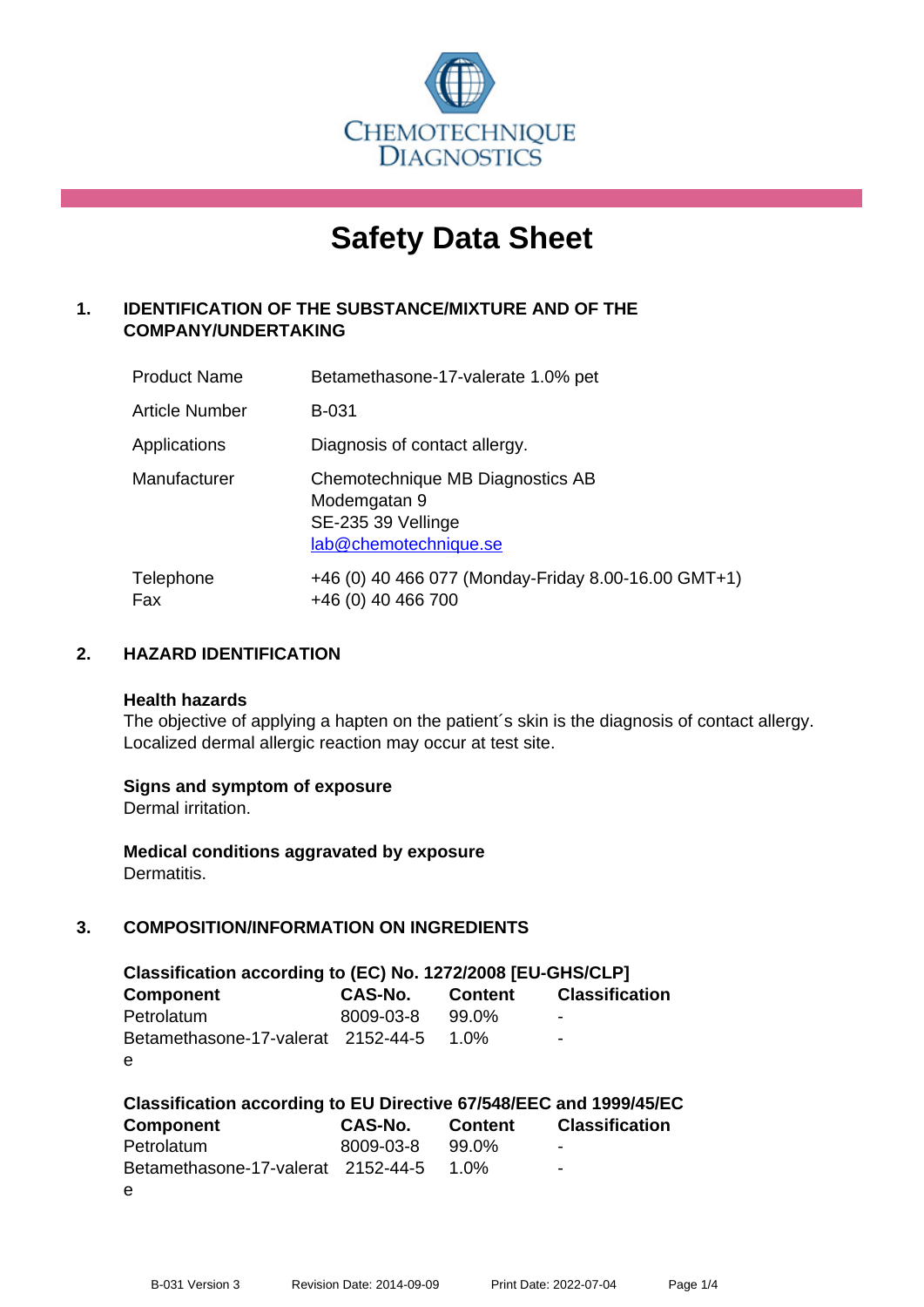CHEMOTECHNIQUE DIAGNOSTICS

# Safety Data Sheet

## 1. IDENTIFICATION OF THE SUBSTANCE/MIXTURE AND OF THE COMPANY/UNDERTAKING

| | |
|---|---|
| Product Name | Betamethasone-17-valerate 1.0% pet |
| Article Number | B-031 |
| Applications | Diagnosis of contact allergy. |
| Manufacturer | Chemotechnique MB Diagnostics AB<br>Modemgatan 9<br>SE-235 39 Vellinge<br>lab@chemotechnique.se |
| Telephone<br>Fax | +46 (0) 40 466 077 (Monday-Friday 8.00-16.00 GMT+1)<br>+46 (0) 40 466 700 |

## 2. HAZARD IDENTIFICATION

**Health hazards**

The objective of applying a hapten on the patient´s skin is the diagnosis of contact allergy. Localized dermal allergic reaction may occur at test site.

**Signs and symptom of exposure**

Dermal irritation.

**Medical conditions aggravated by exposure**

Dermatitis.

## 3. COMPOSITION/INFORMATION ON INGREDIENTS

**Classification according to (EC) No. 1272/2008 [EU-GHS/CLP]**

| Component | CAS-No. | Content | Classification |
|---|---|---|---|
| Petrolatum | 8009-03-8 | 99.0% | - |
| Betamethasone-17-valerate | 2152-44-5 | 1.0% | - |

**Classification according to EU Directive 67/548/EEC and 1999/45/EC**

| Component | CAS-No. | Content | Classification |
|---|---|---|---|
| Petrolatum | 8009-03-8 | 99.0% | - |
| Betamethasone-17-valerate | 2152-44-5 | 1.0% | - |

B-031 Version 3 Revision Date: 2014-09-09 Print Date: 2022-07-04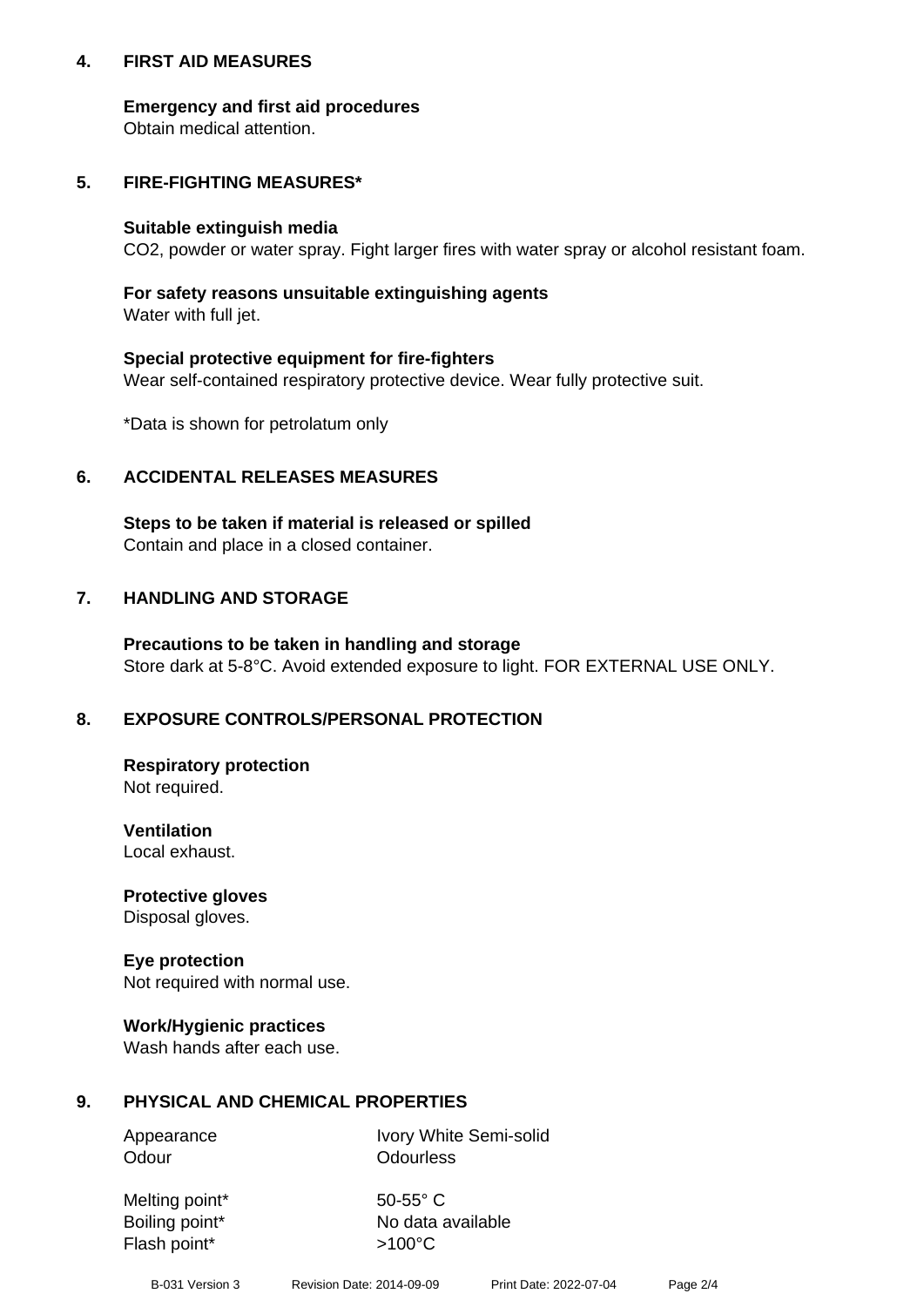## 4. FIRST AID MEASURES

**Emergency and first aid procedures**
Obtain medical attention.

## 5. FIRE-FIGHTING MEASURES*

**Suitable extinguish media**
$CO_2$, powder or water spray. Fight larger fires with water spray or alcohol resistant foam.

**For safety reasons unsuitable extinguishing agents**
Water with full jet.

**Special protective equipment for fire-fighters**
Wear self-contained respiratory protective device. Wear fully protective suit.

*Data is shown for petrolatum only

## 6. ACCIDENTAL RELEASES MEASURES

**Steps to be taken if material is released or spilled**
Contain and place in a closed container.

## 7. HANDLING AND STORAGE

**Precautions to be taken in handling and storage**
Store dark at 5-8°C. Avoid extended exposure to light. FOR EXTERNAL USE ONLY.

## 8. EXPOSURE CONTROLS/PERSONAL PROTECTION

**Respiratory protection**
Not required.

**Ventilation**
Local exhaust.

**Protective gloves**
Disposal gloves.

**Eye protection**
Not required with normal use.

**Work/Hygienic practices**
Wash hands after each use.

## 9. PHYSICAL AND CHEMICAL PROPERTIES

| | |
|---|---|
| Appearance | Ivory White Semi-solid |
| Odour | Odourless |
| Melting point* | 50-55° C |
| Boiling point* | No data available |
| Flash point* | >100°C |

B-031 Version 3 Revision Date: 2014-09-09 Print Date: 2022-07-04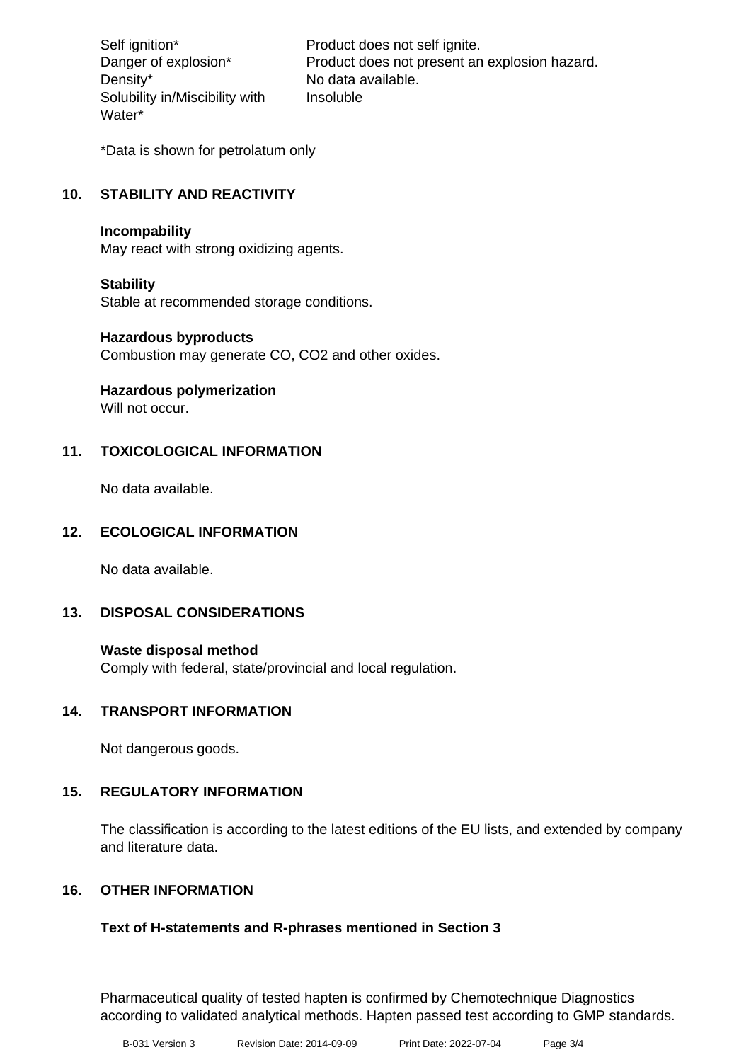| | |
|---|---|
| Self ignition* | Product does not self ignite. |
| Danger of explosion* | Product does not present an explosion hazard. |
| Density* | No data available. |
| Solubility in/Miscibility with Water* | Insoluble |

*Data is shown for petrolatum only

## 10. STABILITY AND REACTIVITY

**Incompability**
May react with strong oxidizing agents.

**Stability**
Stable at recommended storage conditions.

**Hazardous byproducts**
Combustion may generate CO, $CO_2$ and other oxides.

**Hazardous polymerization**
Will not occur.

## 11. TOXICOLOGICAL INFORMATION

No data available.

## 12. ECOLOGICAL INFORMATION

No data available.

## 13. DISPOSAL CONSIDERATIONS

**Waste disposal method**
Comply with federal, state/provincial and local regulation.

## 14. TRANSPORT INFORMATION

Not dangerous goods.

## 15. REGULATORY INFORMATION

The classification is according to the latest editions of the EU lists, and extended by company and literature data.

## 16. OTHER INFORMATION

**Text of H-statements and R-phrases mentioned in Section 3**

Pharmaceutical quality of tested hapten is confirmed by Chemotechnique Diagnostics according to validated analytical methods. Hapten passed test according to GMP standards.

B-031 Version 3 Revision Date: 2014-09-09 Print Date: 2022-07-04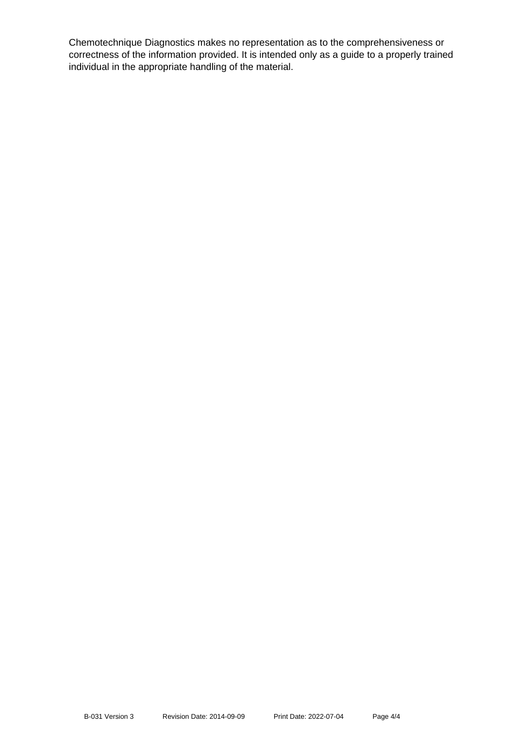Chemotechnique Diagnostics makes no representation as to the comprehensiveness or correctness of the information provided. It is intended only as a guide to a properly trained individual in the appropriate handling of the material.